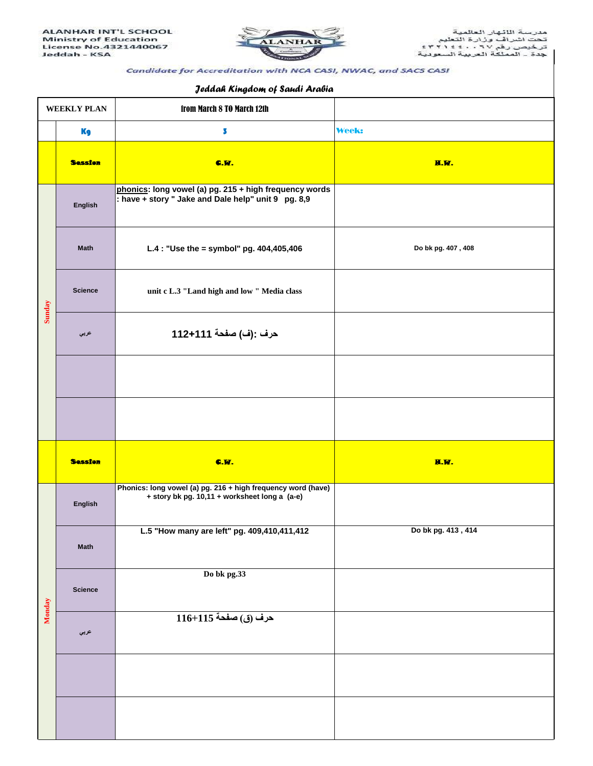ALANHAR INT'L SCHOOL
Ministry of Education
License No.4321440067
Jeddah - KSA

مدرسة الانهار العالمية
تحت اشراف وزارة التعليم
ترخيص رقم ٤٣٢١٤٤٠٠٦٧
جدة - المملكة العربية السعودية

*Candidate for Accreditation with NCA CASI, NWAC, and SACS CASI*

*Jeddah Kingdom of Saudi Arabia*

| WEEKLY PLAN | | from March 8 TO March 12th | |
|---|---|---|---|
| | Kg | 3 | Week: |
| | **Session** | **C.W.** | **H.W.** |
| Sunday | English | phonics: long vowel (a) pg. 215 + high frequency words : have + story " Jake and Dale help" unit 9 pg. 8,9 | |
| | Math | L.4 : "Use the = symbol" pg. 404,405,406 | Do bk pg. 407 , 408 |
| | Science | unit c L.3 "Land high and low " Media class | |
| | عربي | حرف :(ف) صفحة 111+112 | |
| | | | |
| | | | |
| | **Session** | **C.W.** | **H.W.** |
| Monday | English | Phonics: long vowel (a) pg. 216 + high frequency word (have) + story bk pg. 10,11 + worksheet long a (a-e) | |
| | Math | L.5 "How many are left" pg. 409,410,411,412 | Do bk pg. 413 , 414 |
| | Science | Do bk pg.33 | |
| | عربي | حرف (ق) صفحة 115+116 | |
| | | | |
| | | | |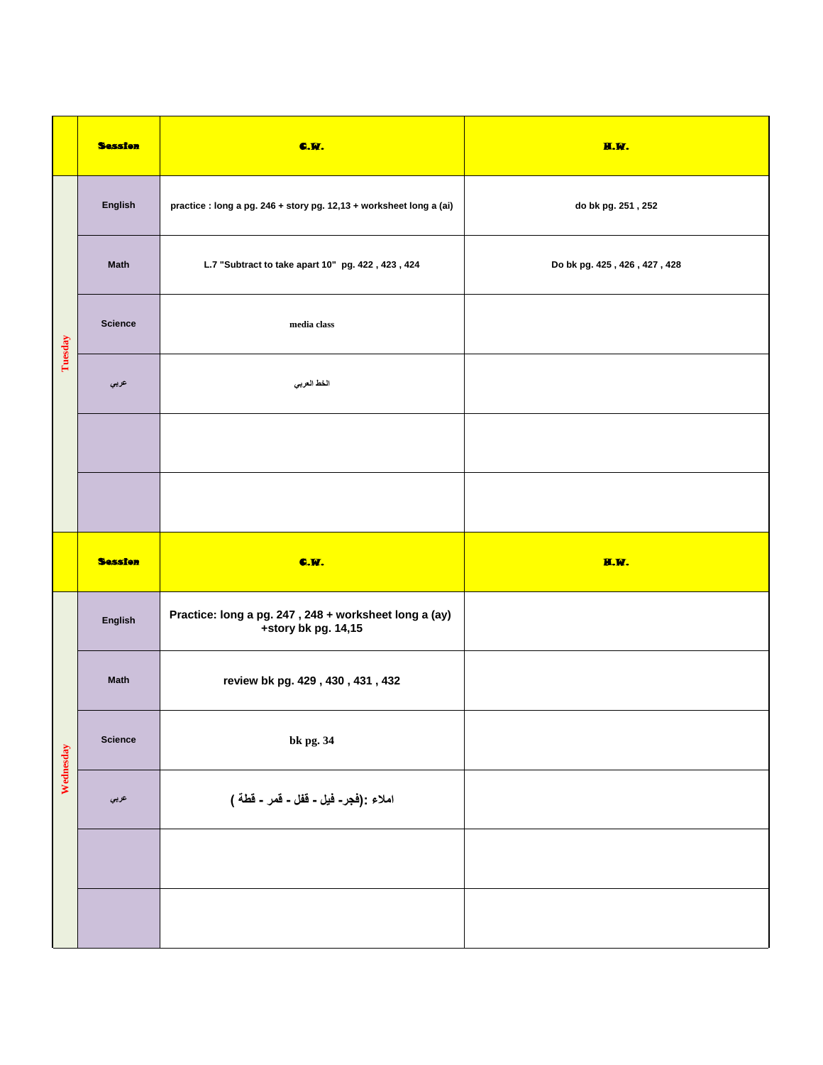| | Session | C.W. | H.W. |
|---|---|---|---|
| Tuesday | English | practice : long a pg. 246 + story pg. 12,13 + worksheet long a (ai) | do bk pg. 251 , 252 |
| | Math | L.7 "Subtract to take apart 10" pg. 422 , 423 , 424 | Do bk pg. 425 , 426 , 427 , 428 |
| | Science | media class | |
| | عربي | الخط العربي | |
| | | | |
| | | | |

| | Session | C.W. | H.W. |
|---|---|---|---|
| Wednesday | English | Practice: long a pg. 247 , 248 + worksheet long a (ay) +story bk pg. 14,15 | |
| | Math | review bk pg. 429 , 430 , 431 , 432 | |
| | Science | bk pg. 34 | |
| | عربي | املاء :(فجر- فيل - قفل - قمر - قطة ) | |
| | | | |
| | | | |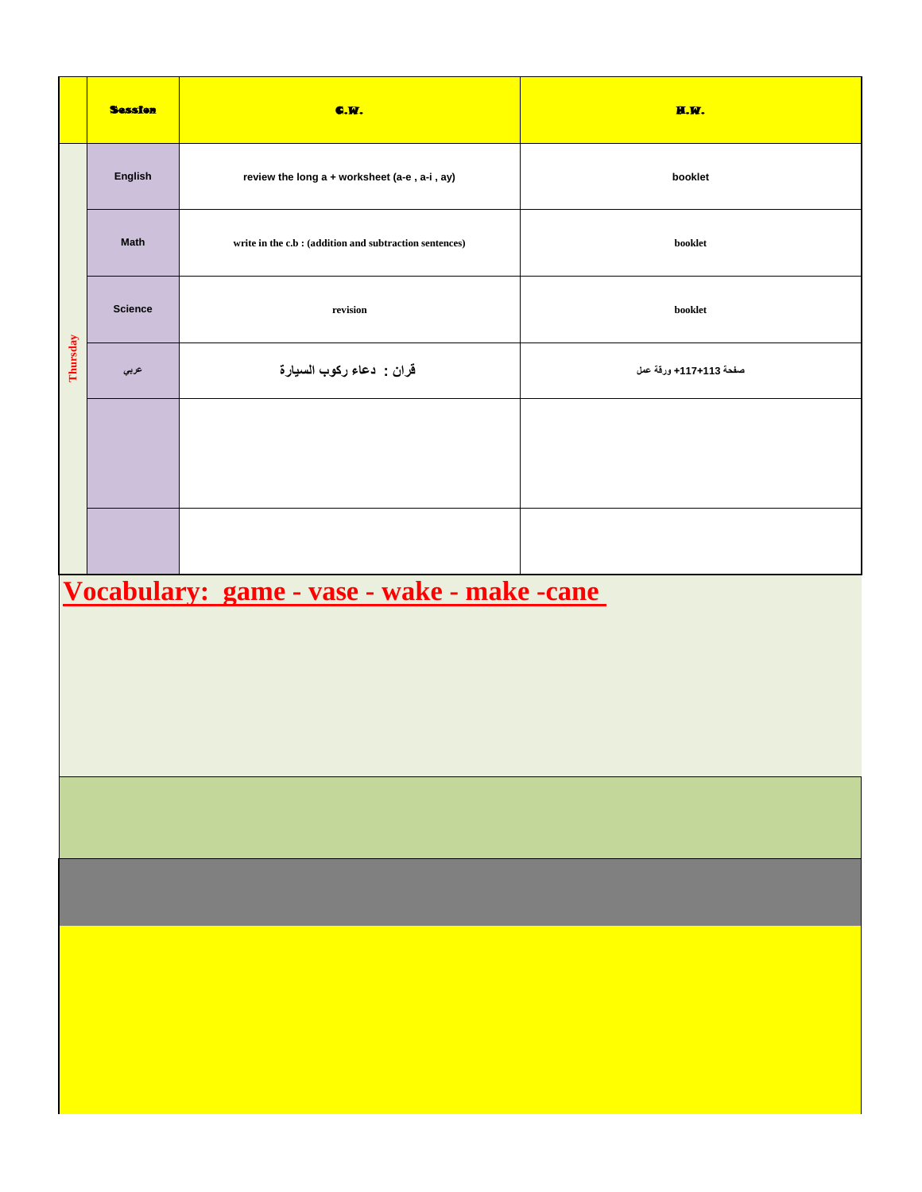| | Session | C.W. | H.W. |
|---|---|---|---|
| Thursday | English | review the long a + worksheet (a-e , a-i , ay) | booklet |
| | Math | write in the c.b : (addition and subtraction sentences) | booklet |
| | Science | revision | booklet |
| | عربي | قران : دعاء ركوب السيارة | صفحة 113+117+ ورقة عمل |
| | | | |
| | | | |

**Vocabulary: game - vase - wake - make -cane**